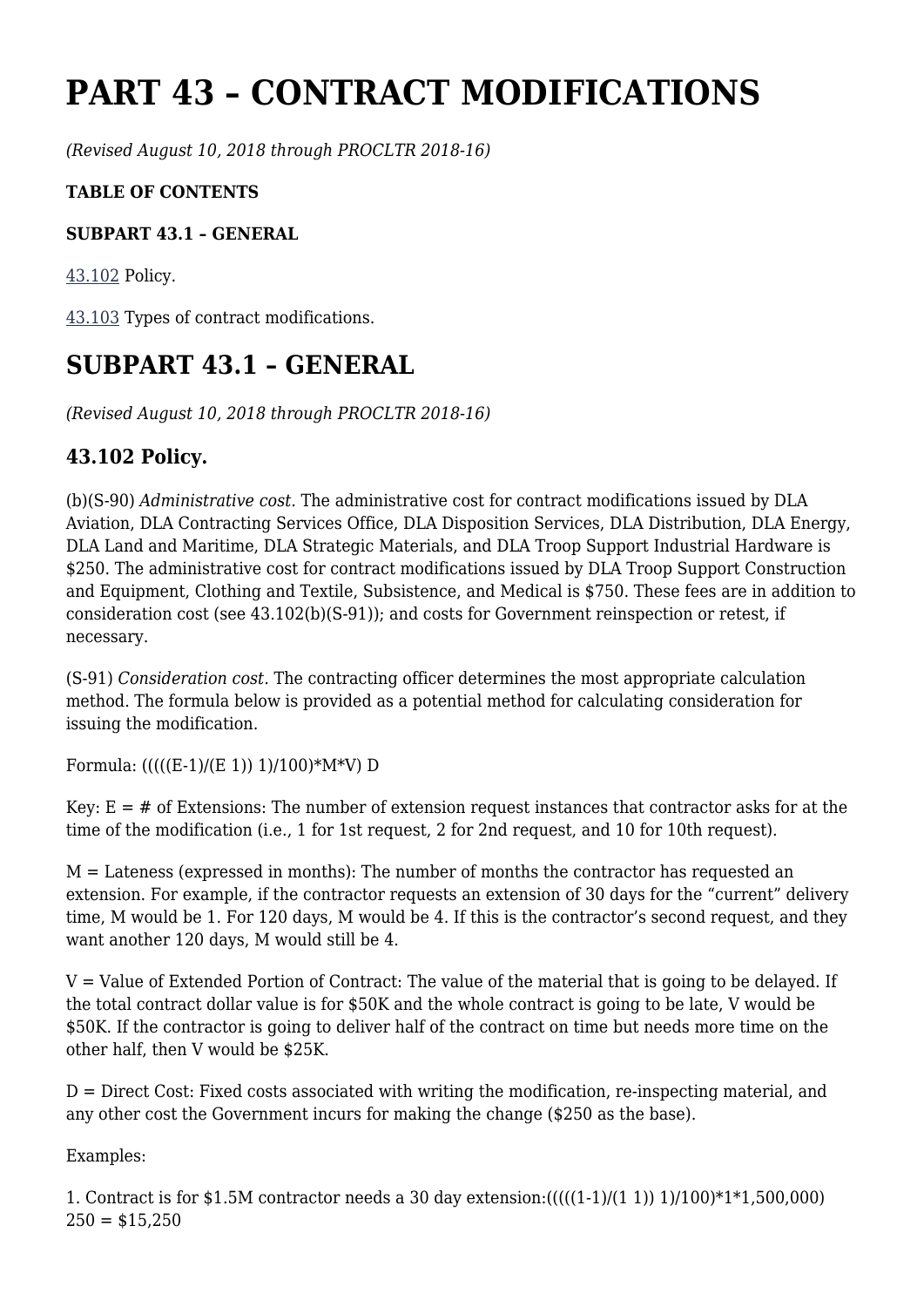# PART 43 – CONTRACT MODIFICATIONS

*(Revised August 10, 2018 through PROCLTR 2018-16)*

**TABLE OF CONTENTS**

**SUBPART 43.1 – GENERAL**

43.102 Policy.

43.103 Types of contract modifications.

## SUBPART 43.1 – GENERAL

*(Revised August 10, 2018 through PROCLTR 2018-16)*

### 43.102 Policy.

(b)(S-90) *Administrative cost.* The administrative cost for contract modifications issued by DLA Aviation, DLA Contracting Services Office, DLA Disposition Services, DLA Distribution, DLA Energy, DLA Land and Maritime, DLA Strategic Materials, and DLA Troop Support Industrial Hardware is $250. The administrative cost for contract modifications issued by DLA Troop Support Construction and Equipment, Clothing and Textile, Subsistence, and Medical is $750. These fees are in addition to consideration cost (see 43.102(b)(S-91)); and costs for Government reinspection or retest, if necessary.

(S-91) *Consideration cost.* The contracting officer determines the most appropriate calculation method. The formula below is provided as a potential method for calculating consideration for issuing the modification.

Formula: (((((E-1)/(E 1)) 1)/100)*M*V) D

Key: E = # of Extensions: The number of extension request instances that contractor asks for at the time of the modification (i.e., 1 for 1st request, 2 for 2nd request, and 10 for 10th request).

M = Lateness (expressed in months): The number of months the contractor has requested an extension. For example, if the contractor requests an extension of 30 days for the “current” delivery time, M would be 1. For 120 days, M would be 4. If this is the contractor’s second request, and they want another 120 days, M would still be 4.

V = Value of Extended Portion of Contract: The value of the material that is going to be delayed. If the total contract dollar value is for $50K and the whole contract is going to be late, V would be $50K. If the contractor is going to deliver half of the contract on time but needs more time on the other half, then V would be $25K.

D = Direct Cost: Fixed costs associated with writing the modification, re-inspecting material, and any other cost the Government incurs for making the change ($250 as the base).

Examples:

1. Contract is for $1.5M contractor needs a 30 day extension:(((((1-1)/(1 1)) 1)/100)*1*1,500,000) 250 = $15,250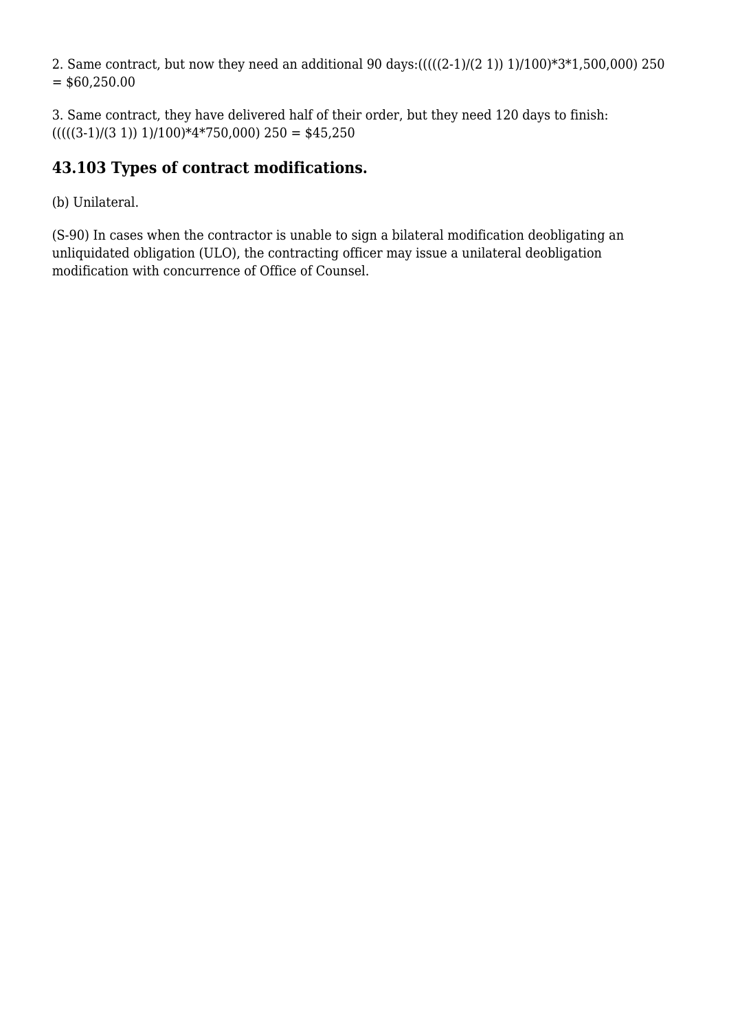2. Same contract, but now they need an additional 90 days:(((((2-1)/(2 1)) 1)/100)*3*1,500,000) 250 = $60,250.00

3. Same contract, they have delivered half of their order, but they need 120 days to finish: (((((3-1)/(3 1)) 1)/100)*4*750,000) 250 = $45,250

## 43.103 Types of contract modifications.

(b) Unilateral.

(S-90) In cases when the contractor is unable to sign a bilateral modification deobligating an unliquidated obligation (ULO), the contracting officer may issue a unilateral deobligation modification with concurrence of Office of Counsel.